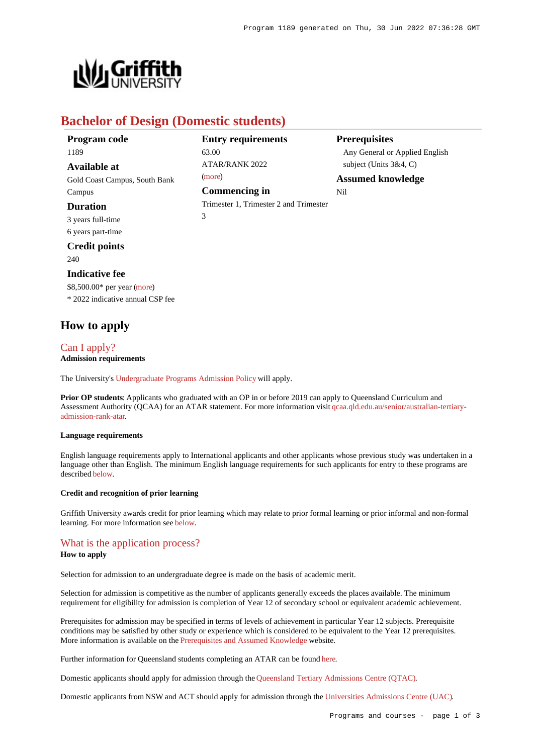# Bachelor of Design (Domestic students)

**Program code**
1189

**Available at**
Gold Coast Campus, South Bank Campus

**Duration**
3 years full-time
6 years part-time

**Credit points**
240

**Indicative fee**
$8,500.00* per year (more)
* 2022 indicative annual CSP fee

**Entry requirements**
63.00
ATAR/RANK 2022
(more)

**Commencing in**
Trimester 1, Trimester 2 and Trimester 3

**Prerequisites**
Any General or Applied English subject (Units 3&4, C)

**Assumed knowledge**
Nil

## How to apply

### Can I apply?

**Admission requirements**

The University's Undergraduate Programs Admission Policy will apply.

**Prior OP students**: Applicants who graduated with an OP in or before 2019 can apply to Queensland Curriculum and Assessment Authority (QCAA) for an ATAR statement. For more information visit qcaa.qld.edu.au/senior/australian-tertiary-admission-rank-atar.

**Language requirements**

English language requirements apply to International applicants and other applicants whose previous study was undertaken in a language other than English. The minimum English language requirements for such applicants for entry to these programs are described below.

**Credit and recognition of prior learning**

Griffith University awards credit for prior learning which may relate to prior formal learning or prior informal and non-formal learning. For more information see below.

### What is the application process?

**How to apply**

Selection for admission to an undergraduate degree is made on the basis of academic merit.

Selection for admission is competitive as the number of applicants generally exceeds the places available. The minimum requirement for eligibility for admission is completion of Year 12 of secondary school or equivalent academic achievement.

Prerequisites for admission may be specified in terms of levels of achievement in particular Year 12 subjects. Prerequisite conditions may be satisfied by other study or experience which is considered to be equivalent to the Year 12 prerequisites. More information is available on the Prerequisites and Assumed Knowledge website.

Further information for Queensland students completing an ATAR can be found here.

Domestic applicants should apply for admission through the Queensland Tertiary Admissions Centre (QTAC).

Domestic applicants from NSW and ACT should apply for admission through the Universities Admissions Centre (UAC).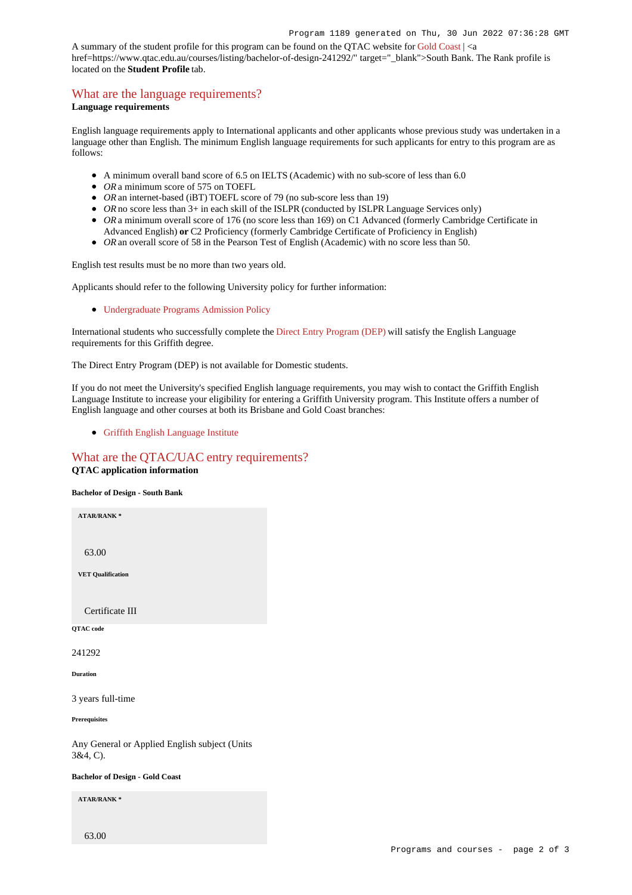A summary of the student profile for this program can be found on the QTAC website for Gold Coast | <a href=https://www.qtac.edu.au/courses/listing/bachelor-of-design-241292/" target="_blank">South Bank. The Rank profile is located on the **Student Profile** tab.

## What are the language requirements?

**Language requirements**

English language requirements apply to International applicants and other applicants whose previous study was undertaken in a language other than English. The minimum English language requirements for such applicants for entry to this program are as follows:

- A minimum overall band score of 6.5 on IELTS (Academic) with no sub-score of less than 6.0
- *OR* a minimum score of 575 on TOEFL
- *OR* an internet-based (iBT) TOEFL score of 79 (no sub-score less than 19)
- *OR* no score less than 3+ in each skill of the ISLPR (conducted by ISLPR Language Services only)
- *OR* a minimum overall score of 176 (no score less than 169) on C1 Advanced (formerly Cambridge Certificate in Advanced English) **or** C2 Proficiency (formerly Cambridge Certificate of Proficiency in English)
- *OR* an overall score of 58 in the Pearson Test of English (Academic) with no score less than 50.

English test results must be no more than two years old.

Applicants should refer to the following University policy for further information:

- Undergraduate Programs Admission Policy

International students who successfully complete the Direct Entry Program (DEP) will satisfy the English Language requirements for this Griffith degree.

The Direct Entry Program (DEP) is not available for Domestic students.

If you do not meet the University's specified English language requirements, you may wish to contact the Griffith English Language Institute to increase your eligibility for entering a Griffith University program. This Institute offers a number of English language and other courses at both its Brisbane and Gold Coast branches:

- Griffith English Language Institute

## What are the QTAC/UAC entry requirements?

**QTAC application information**

##### Bachelor of Design - South Bank

**ATAR/RANK \***

63.00

**VET Qualification**

Certificate III

**QTAC code**

241292

**Duration**

3 years full-time

**Prerequisites**

Any General or Applied English subject (Units 3&4, C).

##### Bachelor of Design - Gold Coast

**ATAR/RANK \***

63.00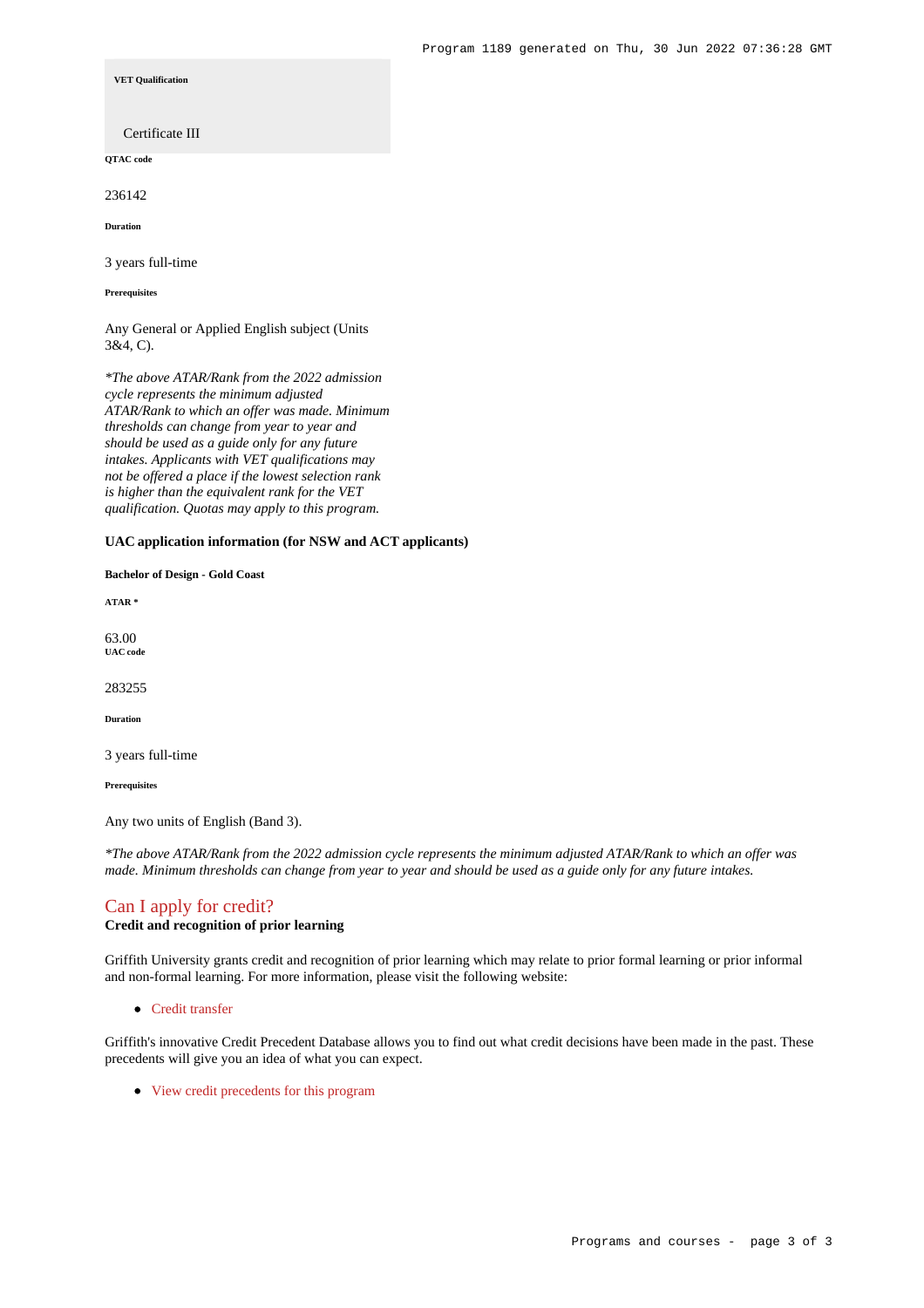**VET Qualification**

Certificate III

**QTAC code**

236142

**Duration**

3 years full-time

**Prerequisites**

Any General or Applied English subject (Units 3&4, C).

*\*The above ATAR/Rank from the 2022 admission cycle represents the minimum adjusted ATAR/Rank to which an offer was made. Minimum thresholds can change from year to year and should be used as a guide only for any future intakes. Applicants with VET qualifications may not be offered a place if the lowest selection rank is higher than the equivalent rank for the VET qualification. Quotas may apply to this program.*

### UAC application information (for NSW and ACT applicants)

**Bachelor of Design - Gold Coast**

**ATAR \***

63.00

**UAC code**

283255

**Duration**

3 years full-time

**Prerequisites**

Any two units of English (Band 3).

*\*The above ATAR/Rank from the 2022 admission cycle represents the minimum adjusted ATAR/Rank to which an offer was made. Minimum thresholds can change from year to year and should be used as a guide only for any future intakes.*

## Can I apply for credit?

### Credit and recognition of prior learning

Griffith University grants credit and recognition of prior learning which may relate to prior formal learning or prior informal and non-formal learning. For more information, please visit the following website:

- Credit transfer

Griffith's innovative Credit Precedent Database allows you to find out what credit decisions have been made in the past. These precedents will give you an idea of what you can expect.

- View credit precedents for this program